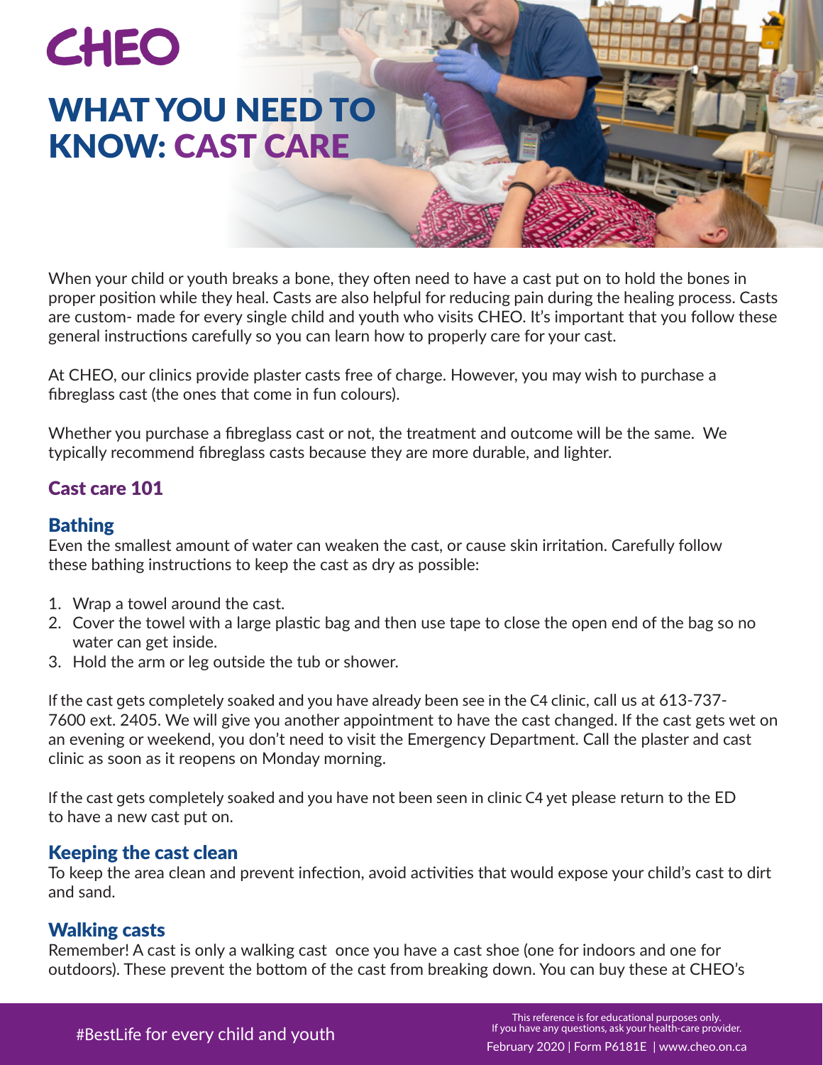CHEO

# WHAT YOU NEED TO KNOW: CAST CARE

When your child or youth breaks a bone, they often need to have a cast put on to hold the bones in proper position while they heal. Casts are also helpful for reducing pain during the healing process. Casts are custom- made for every single child and youth who visits CHEO. It's important that you follow these general instructions carefully so you can learn how to properly care for your cast.

At CHEO, our clinics provide plaster casts free of charge. However, you may wish to purchase a fibreglass cast (the ones that come in fun colours).

Whether you purchase a fibreglass cast or not, the treatment and outcome will be the same. We typically recommend fibreglass casts because they are more durable, and lighter.

## Cast care 101

### Bathing

Even the smallest amount of water can weaken the cast, or cause skin irritation. Carefully follow these bathing instructions to keep the cast as dry as possible:

1. Wrap a towel around the cast.
2. Cover the towel with a large plastic bag and then use tape to close the open end of the bag so no water can get inside.
3. Hold the arm or leg outside the tub or shower.

If the cast gets completely soaked and you have already been see in the C4 clinic, call us at 613-737-7600 ext. 2405. We will give you another appointment to have the cast changed. If the cast gets wet on an evening or weekend, you don't need to visit the Emergency Department. Call the plaster and cast clinic as soon as it reopens on Monday morning.

If the cast gets completely soaked and you have not been seen in clinic C4 yet please return to the ED to have a new cast put on.

### Keeping the cast clean

To keep the area clean and prevent infection, avoid activities that would expose your child's cast to dirt and sand.

### Walking casts

Remember! A cast is only a walking cast once you have a cast shoe (one for indoors and one for outdoors). These prevent the bottom of the cast from breaking down. You can buy these at CHEO's

#BestLife for every child and youth

This reference is for educational purposes only.
If you have any questions, ask your health-care provider.

February 2020 | Form P6181E | www.cheo.on.ca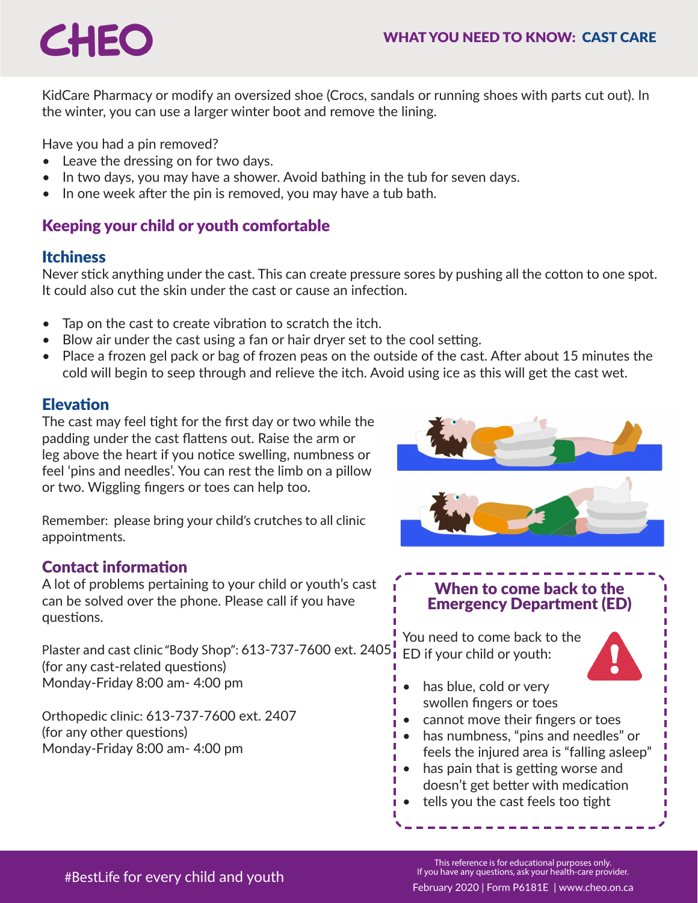KidCare Pharmacy or modify an oversized shoe (Crocs, sandals or running shoes with parts cut out). In the winter, you can use a larger winter boot and remove the lining.

Have you had a pin removed?

- Leave the dressing on for two days.
- In two days, you may have a shower. Avoid bathing in the tub for seven days.
- In one week after the pin is removed, you may have a tub bath.

## Keeping your child or youth comfortable

### Itchiness

Never stick anything under the cast. This can create pressure sores by pushing all the cotton to one spot. It could also cut the skin under the cast or cause an infection.

- Tap on the cast to create vibration to scratch the itch.
- Blow air under the cast using a fan or hair dryer set to the cool setting.
- Place a frozen gel pack or bag of frozen peas on the outside of the cast. After about 15 minutes the cold will begin to seep through and relieve the itch. Avoid using ice as this will get the cast wet.

### Elevation

The cast may feel tight for the first day or two while the padding under the cast flattens out. Raise the arm or leg above the heart if you notice swelling, numbness or feel 'pins and needles'. You can rest the limb on a pillow or two. Wiggling fingers or toes can help too.

Remember: please bring your child's crutches to all clinic appointments.

## Contact information

A lot of problems pertaining to your child or youth's cast can be solved over the phone. Please call if you have questions.

Plaster and cast clinic "Body Shop": 613-737-7600 ext. 2405
(for any cast-related questions)
Monday-Friday 8:00 am- 4:00 pm

Orthopedic clinic: 613-737-7600 ext. 2407
(for any other questions)
Monday-Friday 8:00 am- 4:00 pm

## When to come back to the Emergency Department (ED)

You need to come back to the ED if your child or youth:

- has blue, cold or very swollen fingers or toes
- cannot move their fingers or toes
- has numbness, "pins and needles" or feels the injured area is "falling asleep"
- has pain that is getting worse and doesn't get better with medication
- tells you the cast feels too tight

#BestLife for every child and youth

This reference is for educational purposes only.
If you have any questions, ask your health-care provider.

February 2020 | Form P6181E | www.cheo.on.ca